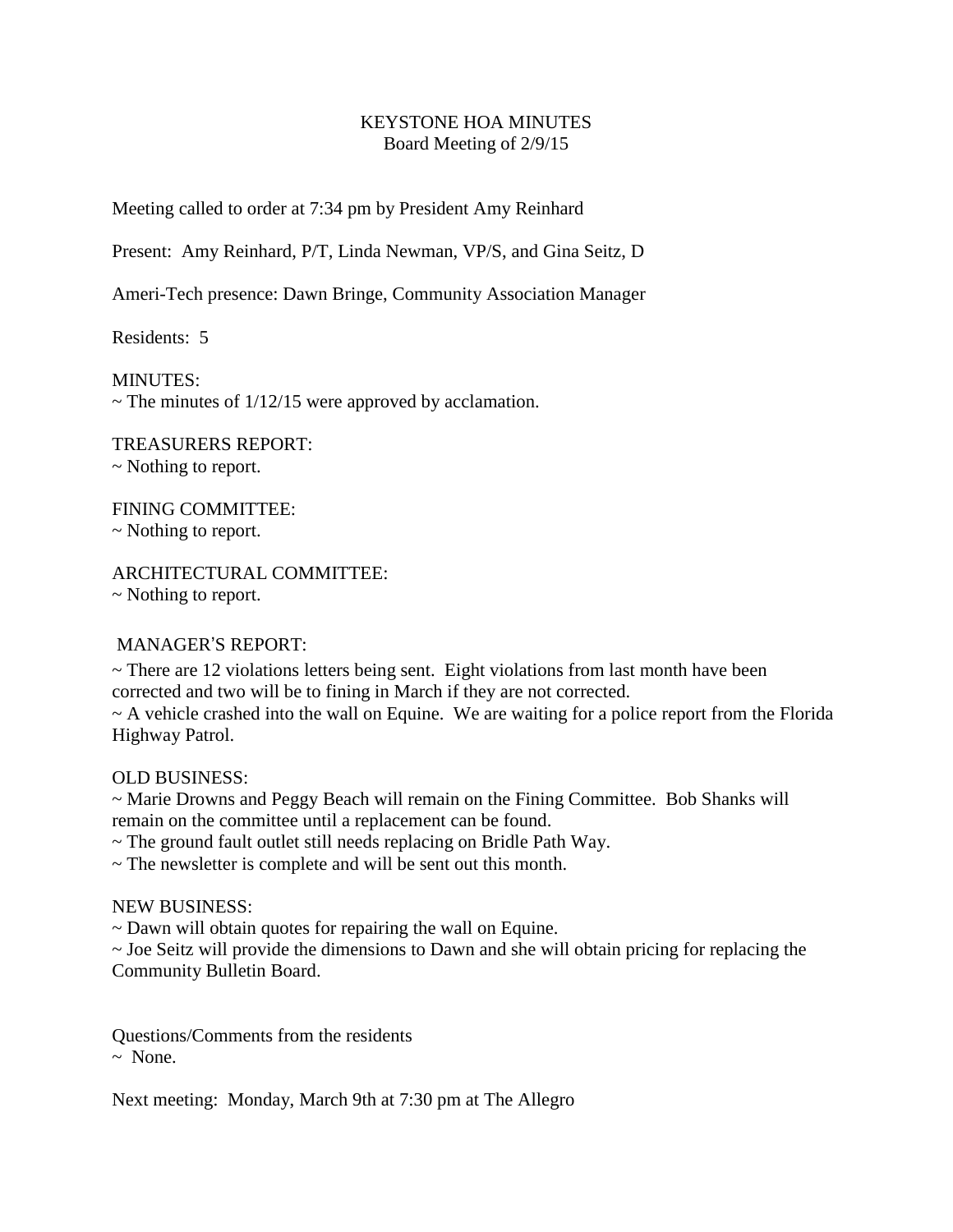# KEYSTONE HOA MINUTES

Board Meeting of 2/9/15

Meeting called to order at 7:34 pm by President Amy Reinhard

Present: Amy Reinhard, P/T, Linda Newman, VP/S, and Gina Seitz, D

Ameri-Tech presence: Dawn Bringe, Community Association Manager

Residents: 5

MINUTES:
~ The minutes of 1/12/15 were approved by acclamation.

TREASURERS REPORT:
~ Nothing to report.

FINING COMMITTEE:
~ Nothing to report.

ARCHITECTURAL COMMITTEE:
~ Nothing to report.

MANAGER'S REPORT:
~ There are 12 violations letters being sent. Eight violations from last month have been corrected and two will be to fining in March if they are not corrected.
~ A vehicle crashed into the wall on Equine. We are waiting for a police report from the Florida Highway Patrol.

OLD BUSINESS:
~ Marie Drowns and Peggy Beach will remain on the Fining Committee. Bob Shanks will remain on the committee until a replacement can be found.
~ The ground fault outlet still needs replacing on Bridle Path Way.
~ The newsletter is complete and will be sent out this month.

NEW BUSINESS:
~ Dawn will obtain quotes for repairing the wall on Equine.
~ Joe Seitz will provide the dimensions to Dawn and she will obtain pricing for replacing the Community Bulletin Board.

Questions/Comments from the residents
~ None.

Next meeting: Monday, March 9th at 7:30 pm at The Allegro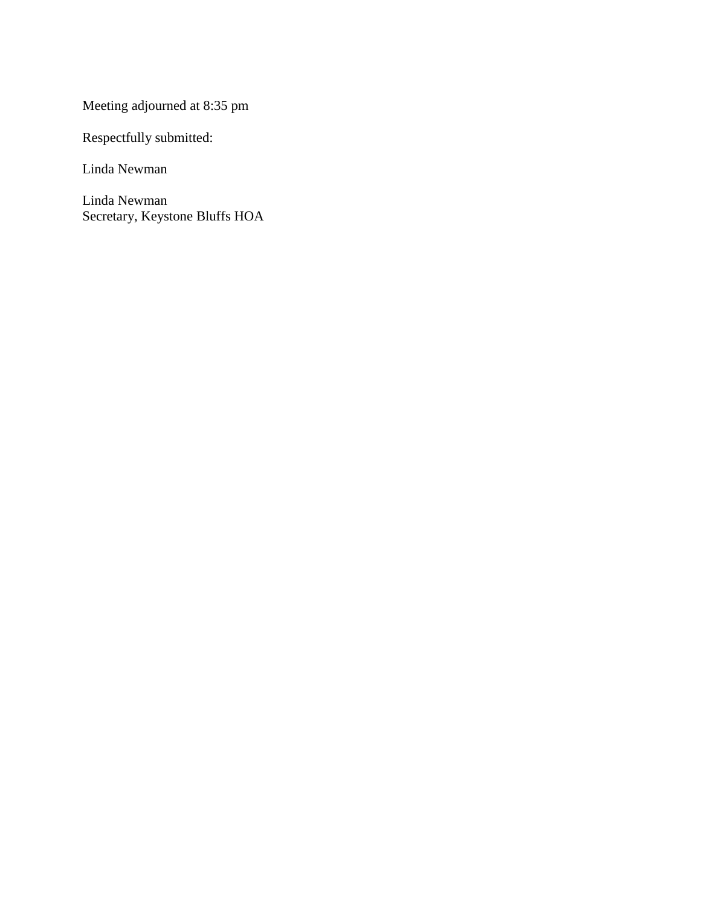Meeting adjourned at 8:35 pm

Respectfully submitted:

Linda Newman

Linda Newman
Secretary, Keystone Bluffs HOA